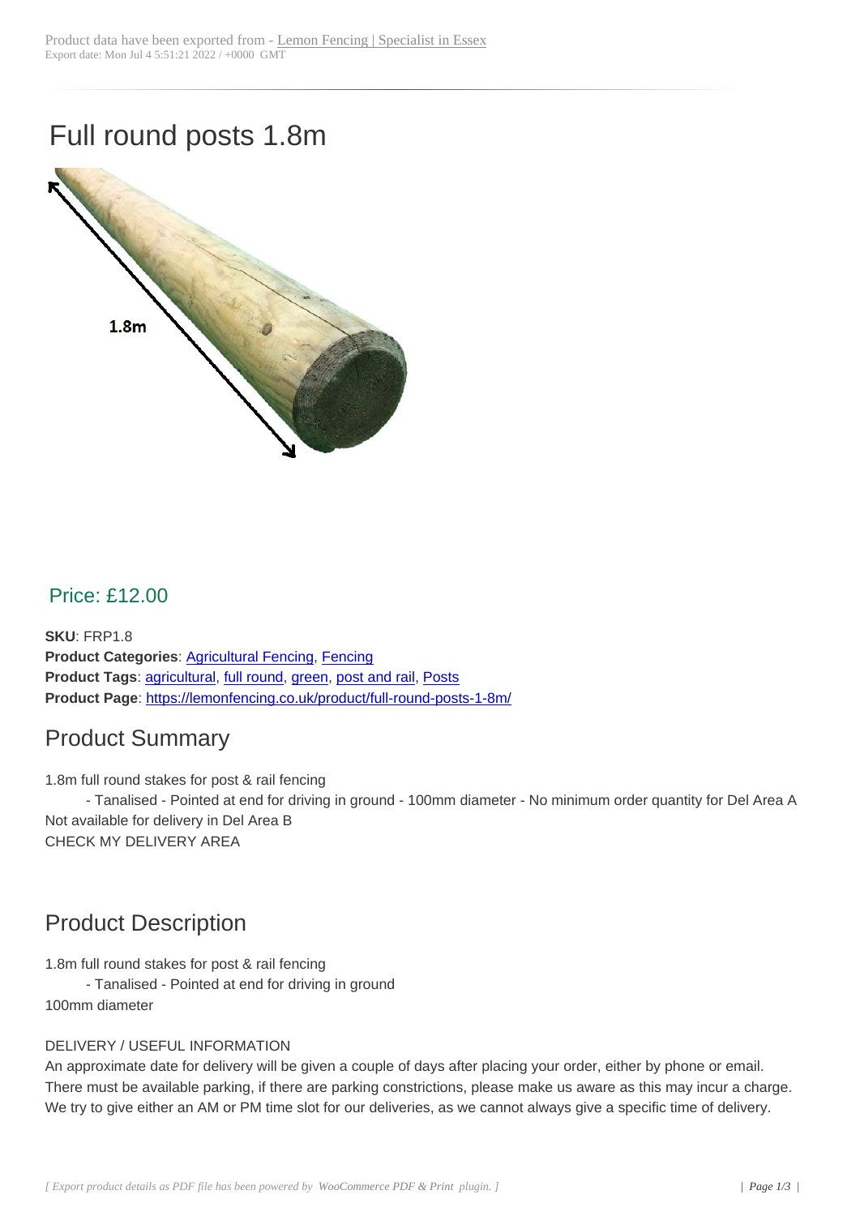Product data have been exported from - Lemon Fencing | Specialist in Essex
Export date: Mon Jul 4 5:51:21 2022 / +0000 GMT

# Full round posts 1.8m

## Price: £12.00

**SKU**: FRP1.8
**Product Categories**: Agricultural Fencing, Fencing
**Product Tags**: agricultural, full round, green, post and rail, Posts
**Product Page**: https://lemonfencing.co.uk/product/full-round-posts-1-8m/

## Product Summary

1.8m full round stakes for post & rail fencing
- Tanalised - Pointed at end for driving in ground - 100mm diameter - No minimum order quantity for Del Area A
Not available for delivery in Del Area B
CHECK MY DELIVERY AREA

## Product Description

1.8m full round stakes for post & rail fencing
- Tanalised - Pointed at end for driving in ground
100mm diameter

DELIVERY / USEFUL INFORMATION
An approximate date for delivery will be given a couple of days after placing your order, either by phone or email.
There must be available parking, if there are parking constrictions, please make us aware as this may incur a charge.
We try to give either an AM or PM time slot for our deliveries, as we cannot always give a specific time of delivery.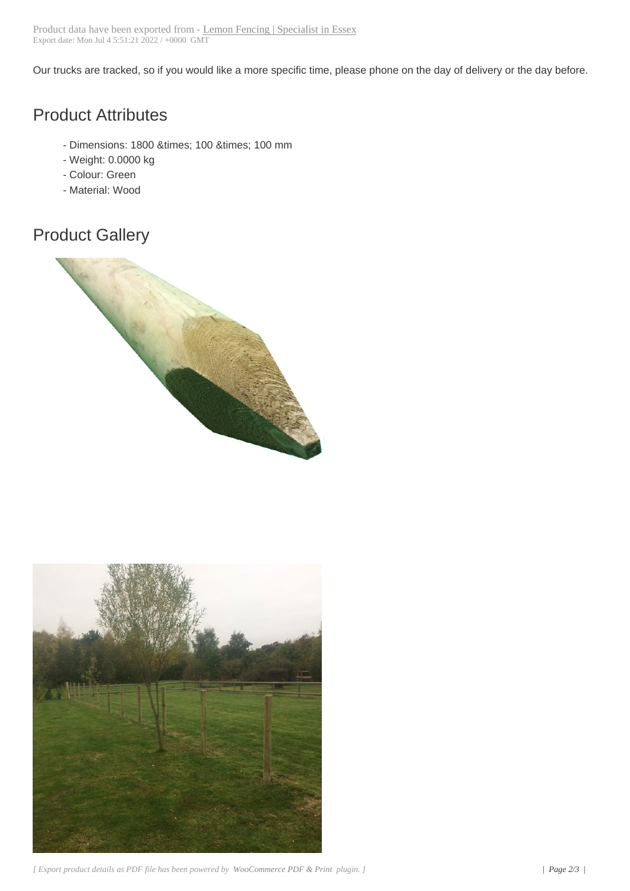Our trucks are tracked, so if you would like a more specific time, please phone on the day of delivery or the day before.

## Product Attributes

- Dimensions: 1800 &times; 100 &times; 100 mm
- Weight: 0.0000 kg
- Colour: Green
- Material: Wood

## Product Gallery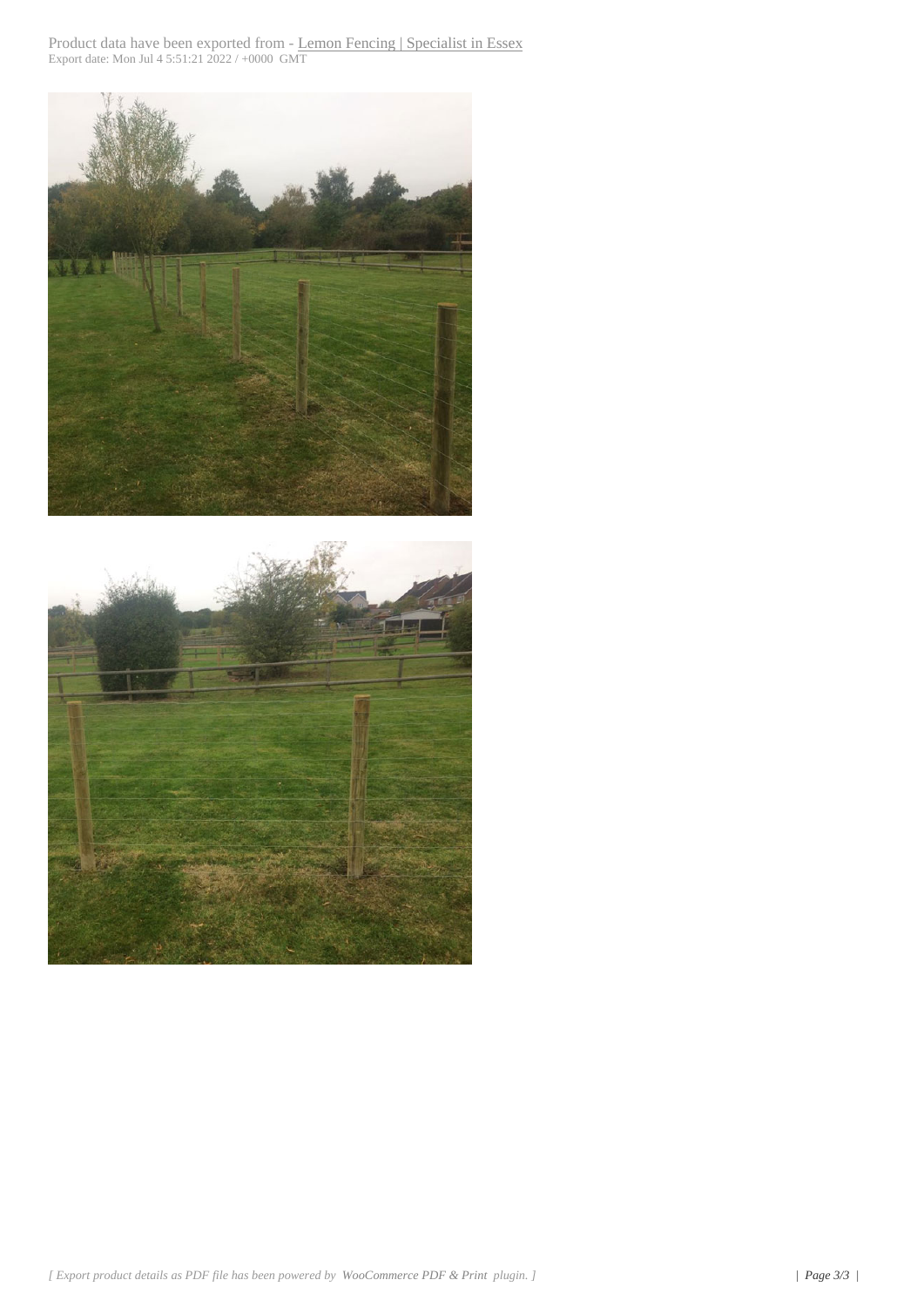Product data have been exported from - Lemon Fencing | Specialist in Essex
Export date: Mon Jul 4 5:51:21 2022 / +0000 GMT

*[ Export product details as PDF file has been powered by WooCommerce PDF & Print plugin. ]*